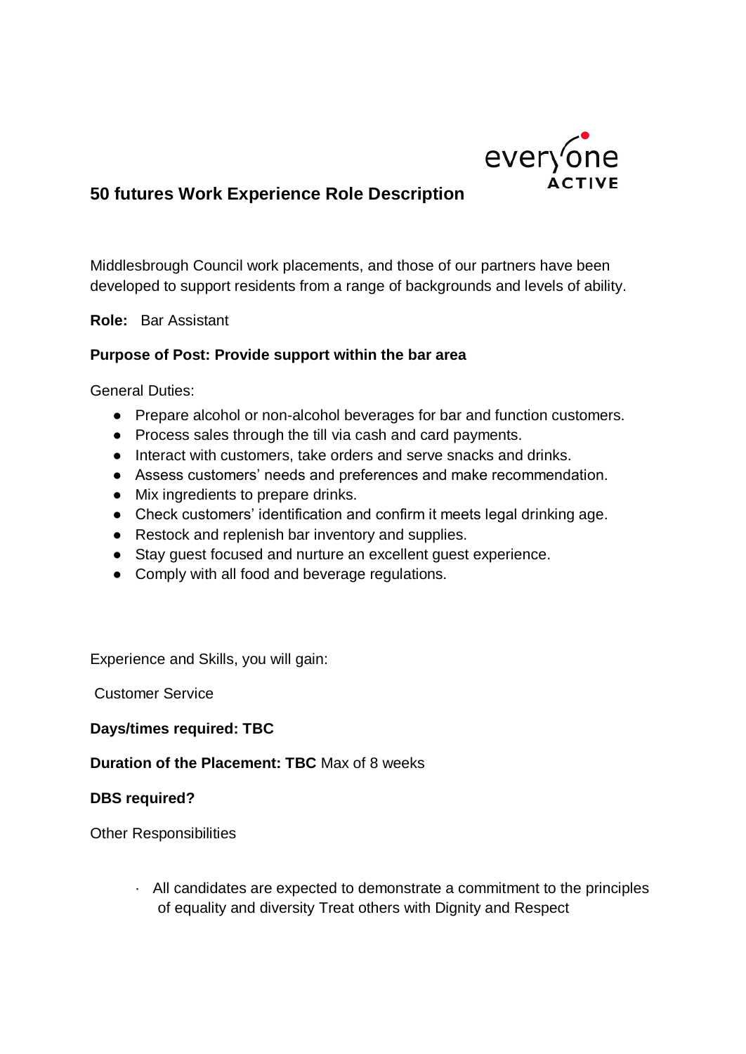# 50 futures Work Experience Role Description

Middlesbrough Council work placements, and those of our partners have been developed to support residents from a range of backgrounds and levels of ability.

**Role:** Bar Assistant

**Purpose of Post: Provide support within the bar area**

General Duties:

- Prepare alcohol or non-alcohol beverages for bar and function customers.
- Process sales through the till via cash and card payments.
- Interact with customers, take orders and serve snacks and drinks.
- Assess customers' needs and preferences and make recommendation.
- Mix ingredients to prepare drinks.
- Check customers' identification and confirm it meets legal drinking age.
- Restock and replenish bar inventory and supplies.
- Stay guest focused and nurture an excellent guest experience.
- Comply with all food and beverage regulations.

Experience and Skills, you will gain:

Customer Service

**Days/times required: TBC**

**Duration of the Placement: TBC** Max of 8 weeks

**DBS required?**

Other Responsibilities

- All candidates are expected to demonstrate a commitment to the principles of equality and diversity Treat others with Dignity and Respect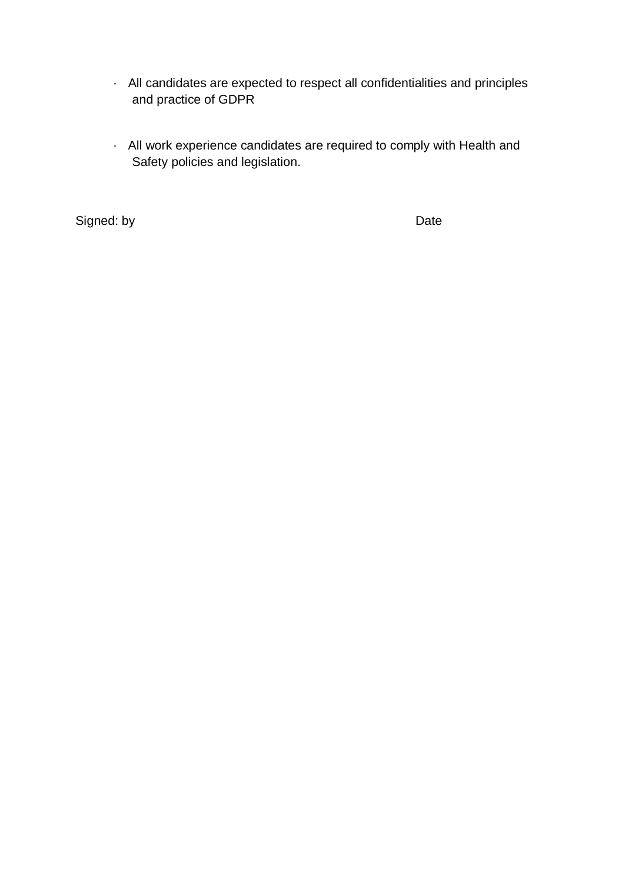- All candidates are expected to respect all confidentialities and principles and practice of GDPR

- All work experience candidates are required to comply with Health and Safety policies and legislation.

Signed: by                                                    Date